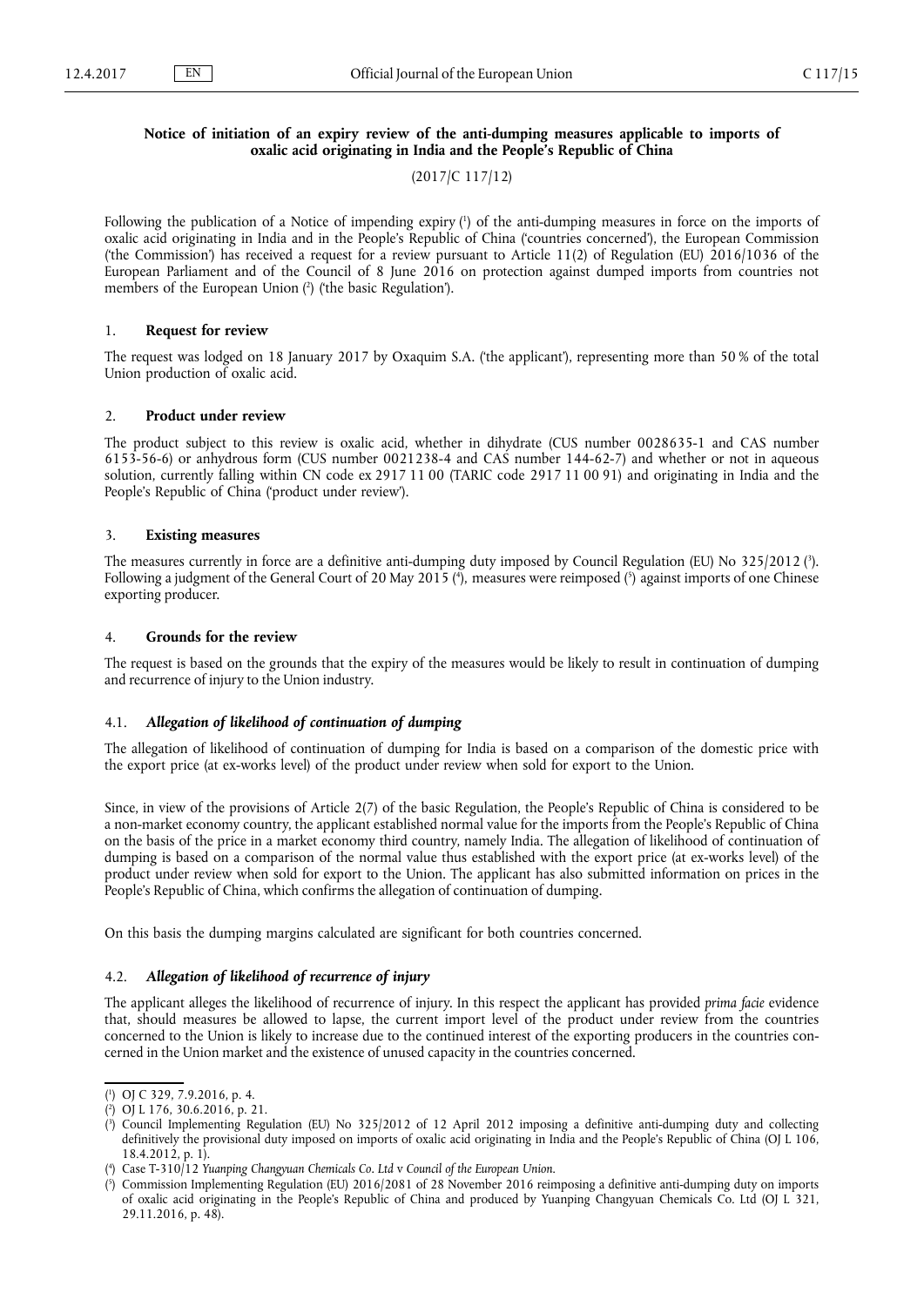## Notice of initiation of an expiry review of the anti-dumping measures applicable to imports of oxalic acid originating in India and the People's Republic of China

(2017/C 117/12)

Following the publication of a Notice of impending expiry [1] of the anti-dumping measures in force on the imports of oxalic acid originating in India and in the People's Republic of China ('countries concerned'), the European Commission ('the Commission') has received a request for a review pursuant to Article 11(2) of Regulation (EU) 2016/1036 of the European Parliament and of the Council of 8 June 2016 on protection against dumped imports from countries not members of the European Union [2] ('the basic Regulation').

### 1. Request for review

The request was lodged on 18 January 2017 by Oxaquim S.A. ('the applicant'), representing more than 50 % of the total Union production of oxalic acid.

### 2. Product under review

The product subject to this review is oxalic acid, whether in dihydrate (CUS number 0028635-1 and CAS number 6153-56-6) or anhydrous form (CUS number 0021238-4 and CAS number 144-62-7) and whether or not in aqueous solution, currently falling within CN code ex 2917 11 00 (TARIC code 2917 11 00 91) and originating in India and the People's Republic of China ('product under review').

### 3. Existing measures

The measures currently in force are a definitive anti-dumping duty imposed by Council Regulation (EU) No 325/2012 [3]. Following a judgment of the General Court of 20 May 2015 [4], measures were reimposed [5] against imports of one Chinese exporting producer.

### 4. Grounds for the review

The request is based on the grounds that the expiry of the measures would be likely to result in continuation of dumping and recurrence of injury to the Union industry.

#### 4.1. *Allegation of likelihood of continuation of dumping*

The allegation of likelihood of continuation of dumping for India is based on a comparison of the domestic price with the export price (at ex-works level) of the product under review when sold for export to the Union.

Since, in view of the provisions of Article 2(7) of the basic Regulation, the People's Republic of China is considered to be a non-market economy country, the applicant established normal value for the imports from the People's Republic of China on the basis of the price in a market economy third country, namely India. The allegation of likelihood of continuation of dumping is based on a comparison of the normal value thus established with the export price (at ex-works level) of the product under review when sold for export to the Union. The applicant has also submitted information on prices in the People's Republic of China, which confirms the allegation of continuation of dumping.

On this basis the dumping margins calculated are significant for both countries concerned.

#### 4.2. *Allegation of likelihood of recurrence of injury*

The applicant alleges the likelihood of recurrence of injury. In this respect the applicant has provided *prima facie* evidence that, should measures be allowed to lapse, the current import level of the product under review from the countries concerned to the Union is likely to increase due to the continued interest of the exporting producers in the countries concerned in the Union market and the existence of unused capacity in the countries concerned.

---

[1] OJ C 329, 7.9.2016, p. 4.

[2] OJ L 176, 30.6.2016, p. 21.

[3] Council Implementing Regulation (EU) No 325/2012 of 12 April 2012 imposing a definitive anti-dumping duty and collecting definitively the provisional duty imposed on imports of oxalic acid originating in India and the People's Republic of China (OJ L 106, 18.4.2012, p. 1).

[4] Case T-310/12 *Yuanping Changyuan Chemicals Co. Ltd* v *Council of the European Union*.

[5] Commission Implementing Regulation (EU) 2016/2081 of 28 November 2016 reimposing a definitive anti-dumping duty on imports of oxalic acid originating in the People's Republic of China and produced by Yuanping Changyuan Chemicals Co. Ltd (OJ L 321, 29.11.2016, p. 48).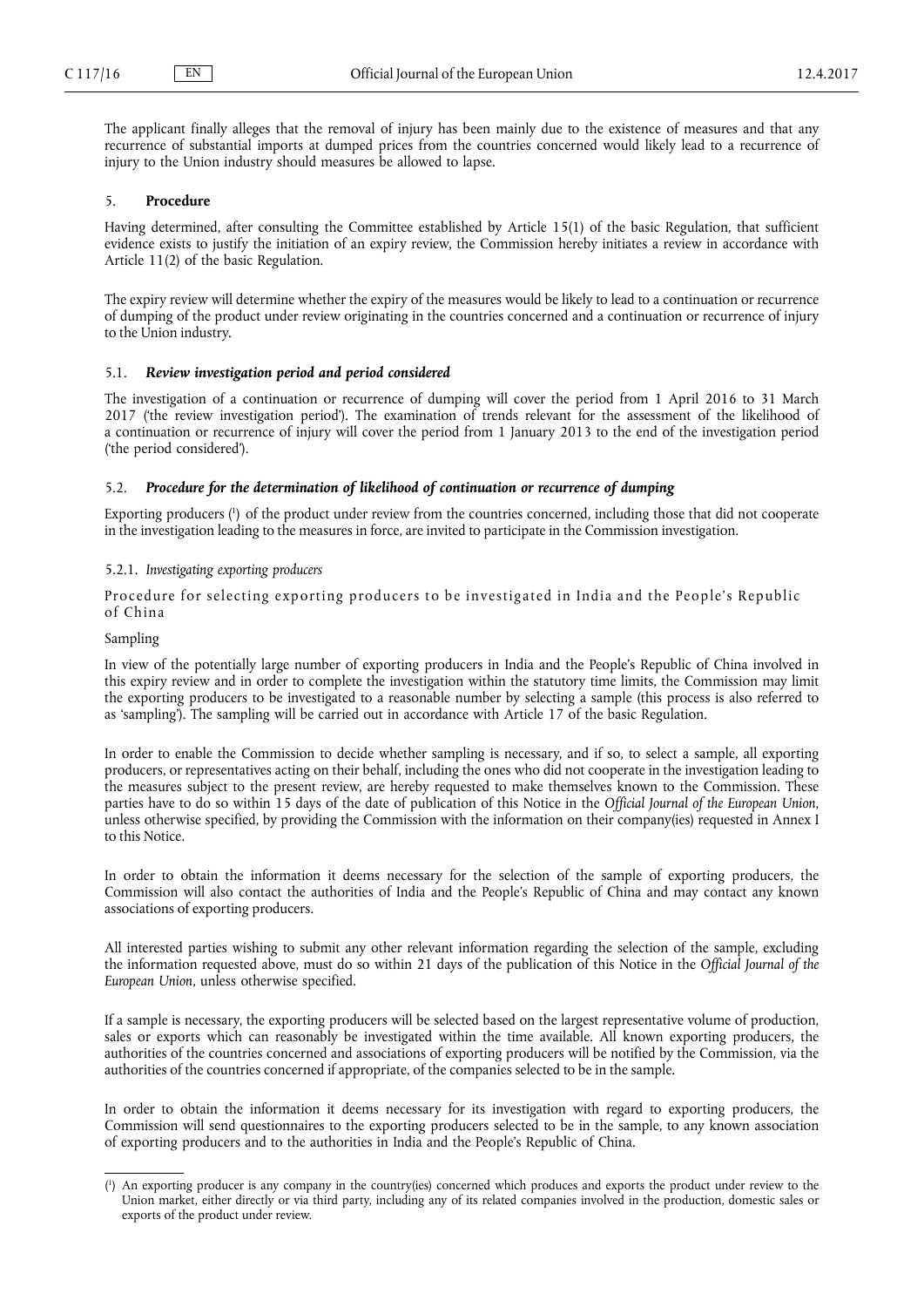The applicant finally alleges that the removal of injury has been mainly due to the existence of measures and that any recurrence of substantial imports at dumped prices from the countries concerned would likely lead to a recurrence of injury to the Union industry should measures be allowed to lapse.

## 5. **Procedure**

Having determined, after consulting the Committee established by Article 15(1) of the basic Regulation, that sufficient evidence exists to justify the initiation of an expiry review, the Commission hereby initiates a review in accordance with Article 11(2) of the basic Regulation.

The expiry review will determine whether the expiry of the measures would be likely to lead to a continuation or recurrence of dumping of the product under review originating in the countries concerned and a continuation or recurrence of injury to the Union industry.

### 5.1. ***Review investigation period and period considered***

The investigation of a continuation or recurrence of dumping will cover the period from 1 April 2016 to 31 March 2017 ('the review investigation period'). The examination of trends relevant for the assessment of the likelihood of a continuation or recurrence of injury will cover the period from 1 January 2013 to the end of the investigation period ('the period considered').

### 5.2. ***Procedure for the determination of likelihood of continuation or recurrence of dumping***

Exporting producers [1] of the product under review from the countries concerned, including those that did not cooperate in the investigation leading to the measures in force, are invited to participate in the Commission investigation.

#### 5.2.1. *Investigating exporting producers*

Procedure for selecting exporting producers to be investigated in India and the People's Republic of China

Sampling

In view of the potentially large number of exporting producers in India and the People's Republic of China involved in this expiry review and in order to complete the investigation within the statutory time limits, the Commission may limit the exporting producers to be investigated to a reasonable number by selecting a sample (this process is also referred to as 'sampling'). The sampling will be carried out in accordance with Article 17 of the basic Regulation.

In order to enable the Commission to decide whether sampling is necessary, and if so, to select a sample, all exporting producers, or representatives acting on their behalf, including the ones who did not cooperate in the investigation leading to the measures subject to the present review, are hereby requested to make themselves known to the Commission. These parties have to do so within 15 days of the date of publication of this Notice in the *Official Journal of the European Union*, unless otherwise specified, by providing the Commission with the information on their company(ies) requested in Annex I to this Notice.

In order to obtain the information it deems necessary for the selection of the sample of exporting producers, the Commission will also contact the authorities of India and the People's Republic of China and may contact any known associations of exporting producers.

All interested parties wishing to submit any other relevant information regarding the selection of the sample, excluding the information requested above, must do so within 21 days of the publication of this Notice in the *Official Journal of the European Union*, unless otherwise specified.

If a sample is necessary, the exporting producers will be selected based on the largest representative volume of production, sales or exports which can reasonably be investigated within the time available. All known exporting producers, the authorities of the countries concerned and associations of exporting producers will be notified by the Commission, via the authorities of the countries concerned if appropriate, of the companies selected to be in the sample.

In order to obtain the information it deems necessary for its investigation with regard to exporting producers, the Commission will send questionnaires to the exporting producers selected to be in the sample, to any known association of exporting producers and to the authorities in India and the People's Republic of China.

---

[1] An exporting producer is any company in the country(ies) concerned which produces and exports the product under review to the Union market, either directly or via third party, including any of its related companies involved in the production, domestic sales or exports of the product under review.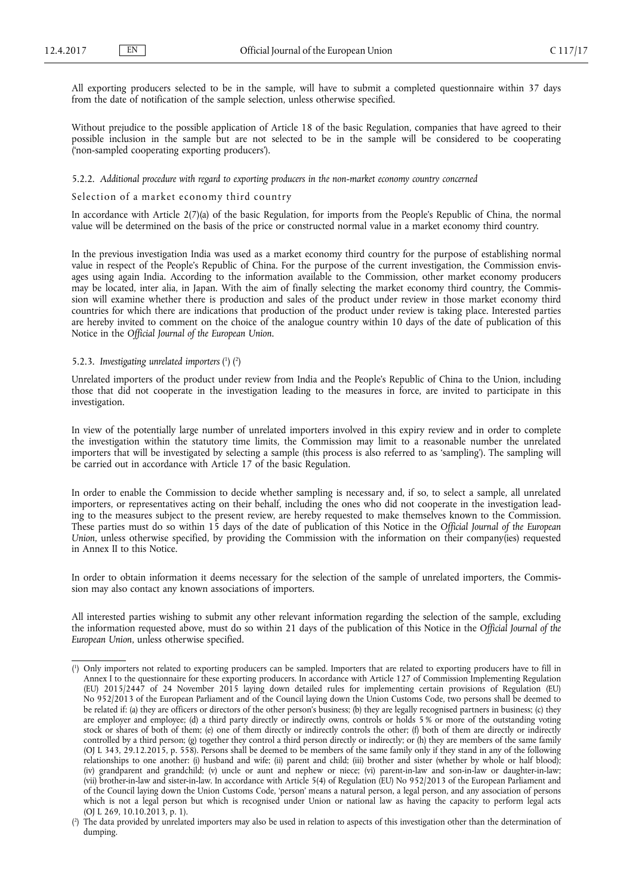All exporting producers selected to be in the sample, will have to submit a completed questionnaire within 37 days from the date of notification of the sample selection, unless otherwise specified.

Without prejudice to the possible application of Article 18 of the basic Regulation, companies that have agreed to their possible inclusion in the sample but are not selected to be in the sample will be considered to be cooperating ('non-sampled cooperating exporting producers').

#### 5.2.2. *Additional procedure with regard to exporting producers in the non-market economy country concerned*

Selection of a market economy third country

In accordance with Article 2(7)(a) of the basic Regulation, for imports from the People's Republic of China, the normal value will be determined on the basis of the price or constructed normal value in a market economy third country.

In the previous investigation India was used as a market economy third country for the purpose of establishing normal value in respect of the People's Republic of China. For the purpose of the current investigation, the Commission envisages using again India. According to the information available to the Commission, other market economy producers may be located, inter alia, in Japan. With the aim of finally selecting the market economy third country, the Commission will examine whether there is production and sales of the product under review in those market economy third countries for which there are indications that production of the product under review is taking place. Interested parties are hereby invited to comment on the choice of the analogue country within 10 days of the date of publication of this Notice in the *Official Journal of the European Union*.

#### 5.2.3. *Investigating unrelated importers* [1] [2]

Unrelated importers of the product under review from India and the People's Republic of China to the Union, including those that did not cooperate in the investigation leading to the measures in force, are invited to participate in this investigation.

In view of the potentially large number of unrelated importers involved in this expiry review and in order to complete the investigation within the statutory time limits, the Commission may limit to a reasonable number the unrelated importers that will be investigated by selecting a sample (this process is also referred to as 'sampling'). The sampling will be carried out in accordance with Article 17 of the basic Regulation.

In order to enable the Commission to decide whether sampling is necessary and, if so, to select a sample, all unrelated importers, or representatives acting on their behalf, including the ones who did not cooperate in the investigation leading to the measures subject to the present review, are hereby requested to make themselves known to the Commission. These parties must do so within 15 days of the date of publication of this Notice in the *Official Journal of the European Union*, unless otherwise specified, by providing the Commission with the information on their company(ies) requested in Annex II to this Notice.

In order to obtain information it deems necessary for the selection of the sample of unrelated importers, the Commission may also contact any known associations of importers.

All interested parties wishing to submit any other relevant information regarding the selection of the sample, excluding the information requested above, must do so within 21 days of the publication of this Notice in the *Official Journal of the European Union*, unless otherwise specified.

---

[1] Only importers not related to exporting producers can be sampled. Importers that are related to exporting producers have to fill in Annex I to the questionnaire for these exporting producers. In accordance with Article 127 of Commission Implementing Regulation (EU) 2015/2447 of 24 November 2015 laying down detailed rules for implementing certain provisions of Regulation (EU) No 952/2013 of the European Parliament and of the Council laying down the Union Customs Code, two persons shall be deemed to be related if: (a) they are officers or directors of the other person's business; (b) they are legally recognised partners in business; (c) they are employer and employee; (d) a third party directly or indirectly owns, controls or holds 5 % or more of the outstanding voting stock or shares of both of them; (e) one of them directly or indirectly controls the other; (f) both of them are directly or indirectly controlled by a third person; (g) together they control a third person directly or indirectly; or (h) they are members of the same family (OJ L 343, 29.12.2015, p. 558). Persons shall be deemed to be members of the same family only if they stand in any of the following relationships to one another: (i) husband and wife; (ii) parent and child; (iii) brother and sister (whether by whole or half blood); (iv) grandparent and grandchild; (v) uncle or aunt and nephew or niece; (vi) parent-in-law and son-in-law or daughter-in-law; (vii) brother-in-law and sister-in-law. In accordance with Article 5(4) of Regulation (EU) No 952/2013 of the European Parliament and of the Council laying down the Union Customs Code, 'person' means a natural person, a legal person, and any association of persons which is not a legal person but which is recognised under Union or national law as having the capacity to perform legal acts (OJ L 269, 10.10.2013, p. 1).

[2] The data provided by unrelated importers may also be used in relation to aspects of this investigation other than the determination of dumping.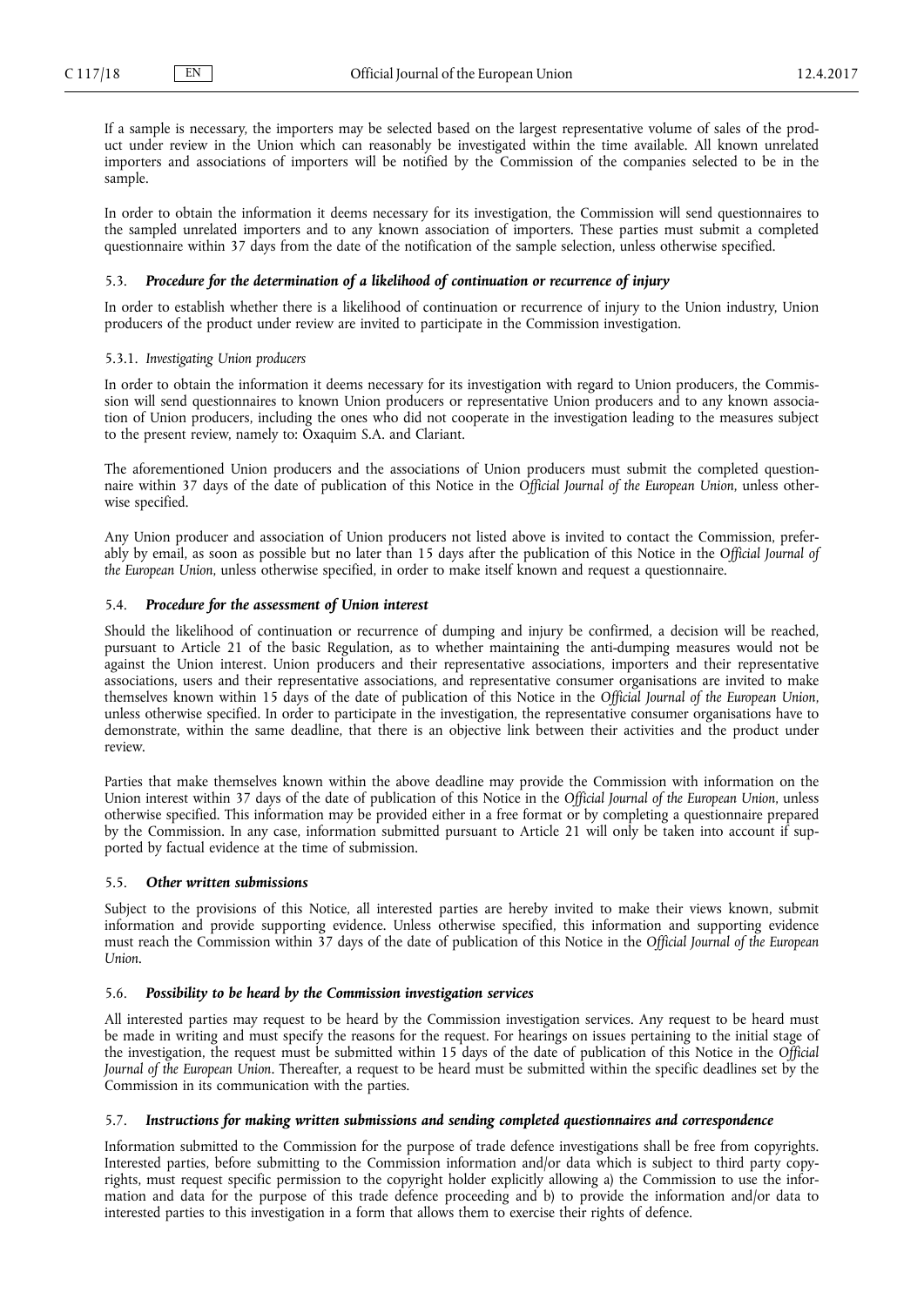If a sample is necessary, the importers may be selected based on the largest representative volume of sales of the product under review in the Union which can reasonably be investigated within the time available. All known unrelated importers and associations of importers will be notified by the Commission of the companies selected to be in the sample.

In order to obtain the information it deems necessary for its investigation, the Commission will send questionnaires to the sampled unrelated importers and to any known association of importers. These parties must submit a completed questionnaire within 37 days from the date of the notification of the sample selection, unless otherwise specified.

### 5.3. *Procedure for the determination of a likelihood of continuation or recurrence of injury*

In order to establish whether there is a likelihood of continuation or recurrence of injury to the Union industry, Union producers of the product under review are invited to participate in the Commission investigation.

#### 5.3.1. *Investigating Union producers*

In order to obtain the information it deems necessary for its investigation with regard to Union producers, the Commission will send questionnaires to known Union producers or representative Union producers and to any known association of Union producers, including the ones who did not cooperate in the investigation leading to the measures subject to the present review, namely to: Oxaquim S.A. and Clariant.

The aforementioned Union producers and the associations of Union producers must submit the completed questionnaire within 37 days of the date of publication of this Notice in the *Official Journal of the European Union*, unless otherwise specified.

Any Union producer and association of Union producers not listed above is invited to contact the Commission, preferably by email, as soon as possible but no later than 15 days after the publication of this Notice in the *Official Journal of the European Union*, unless otherwise specified, in order to make itself known and request a questionnaire.

### 5.4. *Procedure for the assessment of Union interest*

Should the likelihood of continuation or recurrence of dumping and injury be confirmed, a decision will be reached, pursuant to Article 21 of the basic Regulation, as to whether maintaining the anti-dumping measures would not be against the Union interest. Union producers and their representative associations, importers and their representative associations, users and their representative associations, and representative consumer organisations are invited to make themselves known within 15 days of the date of publication of this Notice in the *Official Journal of the European Union*, unless otherwise specified. In order to participate in the investigation, the representative consumer organisations have to demonstrate, within the same deadline, that there is an objective link between their activities and the product under review.

Parties that make themselves known within the above deadline may provide the Commission with information on the Union interest within 37 days of the date of publication of this Notice in the *Official Journal of the European Union*, unless otherwise specified. This information may be provided either in a free format or by completing a questionnaire prepared by the Commission. In any case, information submitted pursuant to Article 21 will only be taken into account if supported by factual evidence at the time of submission.

### 5.5. *Other written submissions*

Subject to the provisions of this Notice, all interested parties are hereby invited to make their views known, submit information and provide supporting evidence. Unless otherwise specified, this information and supporting evidence must reach the Commission within 37 days of the date of publication of this Notice in the *Official Journal of the European Union*.

### 5.6. *Possibility to be heard by the Commission investigation services*

All interested parties may request to be heard by the Commission investigation services. Any request to be heard must be made in writing and must specify the reasons for the request. For hearings on issues pertaining to the initial stage of the investigation, the request must be submitted within 15 days of the date of publication of this Notice in the *Official Journal of the European Union*. Thereafter, a request to be heard must be submitted within the specific deadlines set by the Commission in its communication with the parties.

### 5.7. *Instructions for making written submissions and sending completed questionnaires and correspondence*

Information submitted to the Commission for the purpose of trade defence investigations shall be free from copyrights. Interested parties, before submitting to the Commission information and/or data which is subject to third party copyrights, must request specific permission to the copyright holder explicitly allowing a) the Commission to use the information and data for the purpose of this trade defence proceeding and b) to provide the information and/or data to interested parties to this investigation in a form that allows them to exercise their rights of defence.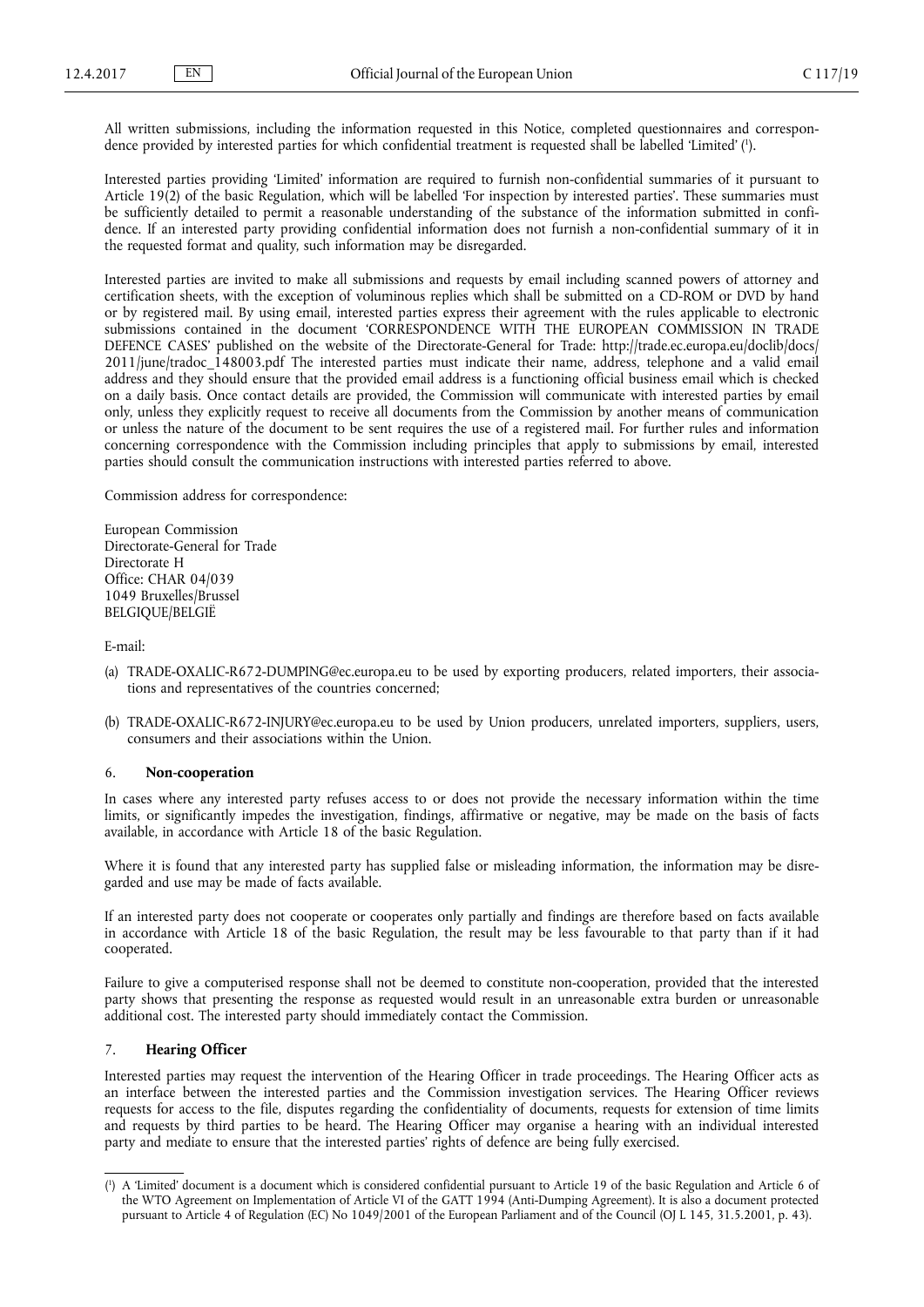All written submissions, including the information requested in this Notice, completed questionnaires and correspondence provided by interested parties for which confidential treatment is requested shall be labelled 'Limited' ([1]).

Interested parties providing 'Limited' information are required to furnish non-confidential summaries of it pursuant to Article 19(2) of the basic Regulation, which will be labelled 'For inspection by interested parties'. These summaries must be sufficiently detailed to permit a reasonable understanding of the substance of the information submitted in confidence. If an interested party providing confidential information does not furnish a non-confidential summary of it in the requested format and quality, such information may be disregarded.

Interested parties are invited to make all submissions and requests by email including scanned powers of attorney and certification sheets, with the exception of voluminous replies which shall be submitted on a CD-ROM or DVD by hand or by registered mail. By using email, interested parties express their agreement with the rules applicable to electronic submissions contained in the document 'CORRESPONDENCE WITH THE EUROPEAN COMMISSION IN TRADE DEFENCE CASES' published on the website of the Directorate-General for Trade: http://trade.ec.europa.eu/doclib/docs/2011/june/tradoc_148003.pdf The interested parties must indicate their name, address, telephone and a valid email address and they should ensure that the provided email address is a functioning official business email which is checked on a daily basis. Once contact details are provided, the Commission will communicate with interested parties by email only, unless they explicitly request to receive all documents from the Commission by another means of communication or unless the nature of the document to be sent requires the use of a registered mail. For further rules and information concerning correspondence with the Commission including principles that apply to submissions by email, interested parties should consult the communication instructions with interested parties referred to above.

Commission address for correspondence:

European Commission
Directorate-General for Trade
Directorate H
Office: CHAR 04/039
1049 Bruxelles/Brussel
BELGIQUE/BELGIË

E-mail:

(a) TRADE-OXALIC-R672-DUMPING@ec.europa.eu to be used by exporting producers, related importers, their associations and representatives of the countries concerned;

(b) TRADE-OXALIC-R672-INJURY@ec.europa.eu to be used by Union producers, unrelated importers, suppliers, users, consumers and their associations within the Union.

## 6. **Non-cooperation**

In cases where any interested party refuses access to or does not provide the necessary information within the time limits, or significantly impedes the investigation, findings, affirmative or negative, may be made on the basis of facts available, in accordance with Article 18 of the basic Regulation.

Where it is found that any interested party has supplied false or misleading information, the information may be disregarded and use may be made of facts available.

If an interested party does not cooperate or cooperates only partially and findings are therefore based on facts available in accordance with Article 18 of the basic Regulation, the result may be less favourable to that party than if it had cooperated.

Failure to give a computerised response shall not be deemed to constitute non-cooperation, provided that the interested party shows that presenting the response as requested would result in an unreasonable extra burden or unreasonable additional cost. The interested party should immediately contact the Commission.

## 7. **Hearing Officer**

Interested parties may request the intervention of the Hearing Officer in trade proceedings. The Hearing Officer acts as an interface between the interested parties and the Commission investigation services. The Hearing Officer reviews requests for access to the file, disputes regarding the confidentiality of documents, requests for extension of time limits and requests by third parties to be heard. The Hearing Officer may organise a hearing with an individual interested party and mediate to ensure that the interested parties' rights of defence are being fully exercised.

---

([1]) A 'Limited' document is a document which is considered confidential pursuant to Article 19 of the basic Regulation and Article 6 of the WTO Agreement on Implementation of Article VI of the GATT 1994 (Anti-Dumping Agreement). It is also a document protected pursuant to Article 4 of Regulation (EC) No 1049/2001 of the European Parliament and of the Council (OJ L 145, 31.5.2001, p. 43).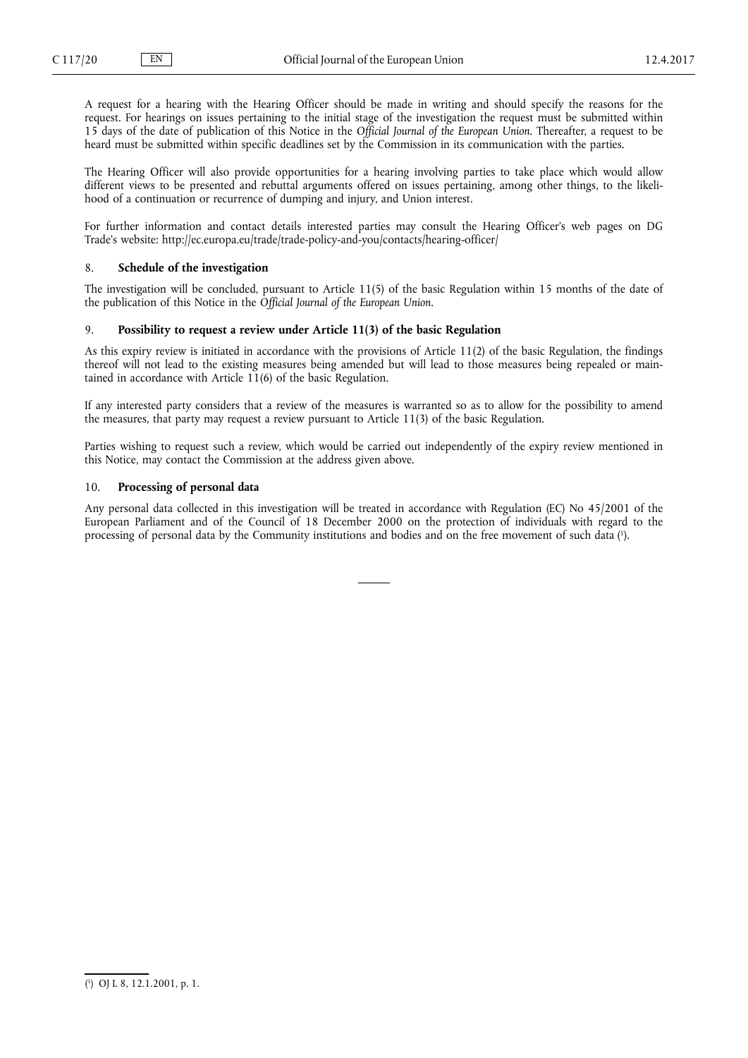A request for a hearing with the Hearing Officer should be made in writing and should specify the reasons for the request. For hearings on issues pertaining to the initial stage of the investigation the request must be submitted within 15 days of the date of publication of this Notice in the *Official Journal of the European Union*. Thereafter, a request to be heard must be submitted within specific deadlines set by the Commission in its communication with the parties.

The Hearing Officer will also provide opportunities for a hearing involving parties to take place which would allow different views to be presented and rebuttal arguments offered on issues pertaining, among other things, to the likelihood of a continuation or recurrence of dumping and injury, and Union interest.

For further information and contact details interested parties may consult the Hearing Officer's web pages on DG Trade's website: http://ec.europa.eu/trade/trade-policy-and-you/contacts/hearing-officer/

## 8. **Schedule of the investigation**

The investigation will be concluded, pursuant to Article 11(5) of the basic Regulation within 15 months of the date of the publication of this Notice in the *Official Journal of the European Union*.

## 9. **Possibility to request a review under Article 11(3) of the basic Regulation**

As this expiry review is initiated in accordance with the provisions of Article 11(2) of the basic Regulation, the findings thereof will not lead to the existing measures being amended but will lead to those measures being repealed or maintained in accordance with Article 11(6) of the basic Regulation.

If any interested party considers that a review of the measures is warranted so as to allow for the possibility to amend the measures, that party may request a review pursuant to Article 11(3) of the basic Regulation.

Parties wishing to request such a review, which would be carried out independently of the expiry review mentioned in this Notice, may contact the Commission at the address given above.

## 10. **Processing of personal data**

Any personal data collected in this investigation will be treated in accordance with Regulation (EC) No 45/2001 of the European Parliament and of the Council of 18 December 2000 on the protection of individuals with regard to the processing of personal data by the Community institutions and bodies and on the free movement of such data [1].

---

[1] OJ L 8, 12.1.2001, p. 1.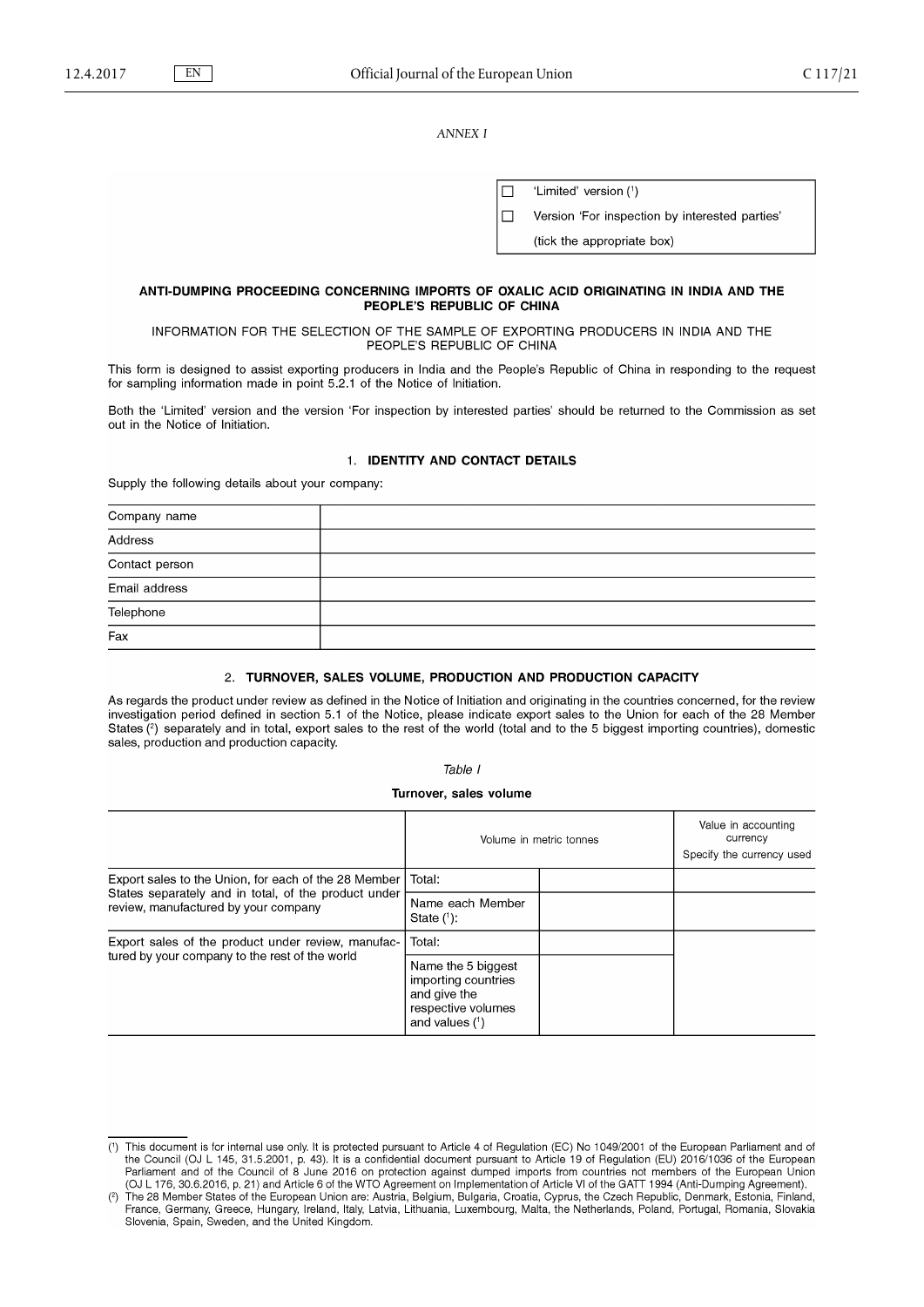*ANNEX I*

| | |
|---|---|
| ☐ | 'Limited' version [1] |
| ☐ | Version 'For inspection by interested parties' |
| | (tick the appropriate box) |

**ANTI-DUMPING PROCEEDING CONCERNING IMPORTS OF OXALIC ACID ORIGINATING IN INDIA AND THE PEOPLE'S REPUBLIC OF CHINA**

INFORMATION FOR THE SELECTION OF THE SAMPLE OF EXPORTING PRODUCERS IN INDIA AND THE PEOPLE'S REPUBLIC OF CHINA

This form is designed to assist exporting producers in India and the People's Republic of China in responding to the request for sampling information made in point 5.2.1 of the Notice of Initiation.

Both the 'Limited' version and the version 'For inspection by interested parties' should be returned to the Commission as set out in the Notice of Initiation.

## 1. IDENTITY AND CONTACT DETAILS

Supply the following details about your company:

| | |
|---|---|
| Company name | |
| Address | |
| Contact person | |
| Email address | |
| Telephone | |
| Fax | |

## 2. TURNOVER, SALES VOLUME, PRODUCTION AND PRODUCTION CAPACITY

As regards the product under review as defined in the Notice of Initiation and originating in the countries concerned, for the review investigation period defined in section 5.1 of the Notice, please indicate export sales to the Union for each of the 28 Member States [2] separately and in total, export sales to the rest of the world (total and to the 5 biggest importing countries), domestic sales, production and production capacity.

*Table I*

**Turnover, sales volume**

| | Volume in metric tonnes | | Value in accounting currency<br>Specify the currency used |
|---|---|---|---|
| Export sales to the Union, for each of the 28 Member States separately and in total, of the product under review, manufactured by your company | Total: | | |
| | Name each Member State [1]: | | |
| Export sales of the product under review, manufactured by your company to the rest of the world | Total: | | |
| | Name the 5 biggest importing countries and give the respective volumes and values [1] | | |

---

[1] This document is for internal use only. It is protected pursuant to Article 4 of Regulation (EC) No 1049/2001 of the European Parliament and of the Council (OJ L 145, 31.5.2001, p. 43). It is a confidential document pursuant to Article 19 of Regulation (EU) 2016/1036 of the European Parliament and of the Council of 8 June 2016 on protection against dumped imports from countries not members of the European Union (OJ L 176, 30.6.2016, p. 21) and Article 6 of the WTO Agreement on Implementation of Article VI of the GATT 1994 (Anti-Dumping Agreement).

[2] The 28 Member States of the European Union are: Austria, Belgium, Bulgaria, Croatia, Cyprus, the Czech Republic, Denmark, Estonia, Finland, France, Germany, Greece, Hungary, Ireland, Italy, Latvia, Lithuania, Luxembourg, Malta, the Netherlands, Poland, Portugal, Romania, Slovakia Slovenia, Spain, Sweden, and the United Kingdom.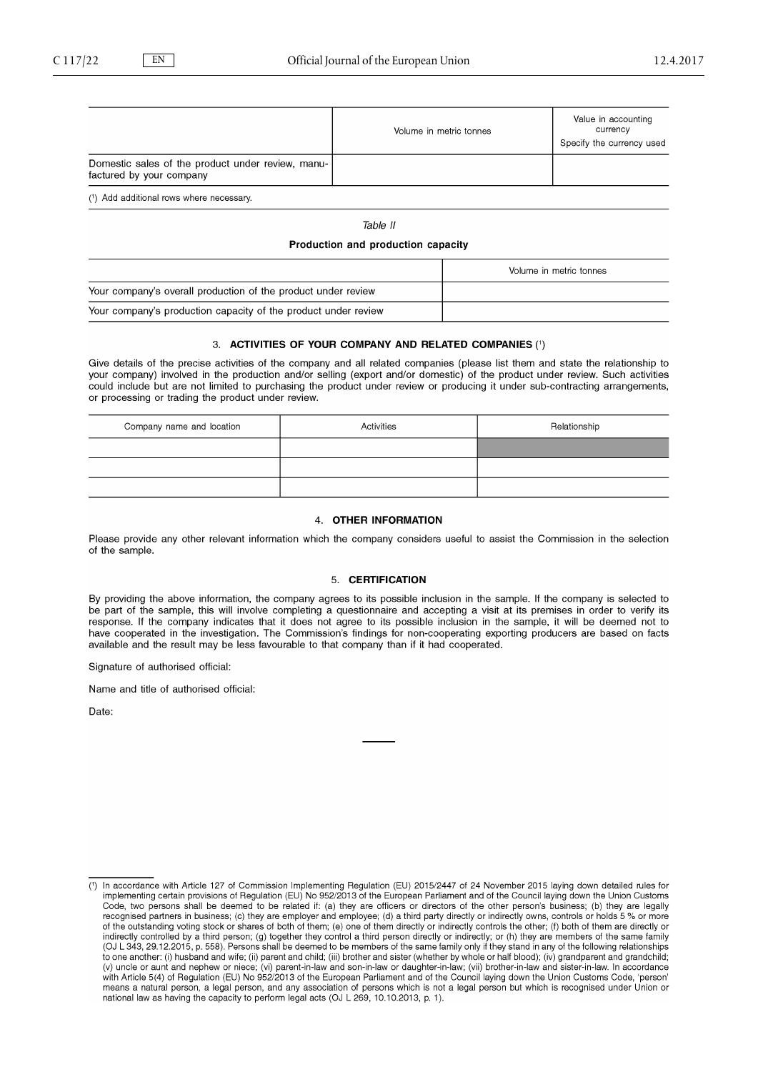| | Volume in metric tonnes | Value in accounting currency<br>Specify the currency used |
|---|---|---|
| Domestic sales of the product under review, manufactured by your company | | |

[1] Add additional rows where necessary.

*Table II*

**Production and production capacity**

| | Volume in metric tonnes |
|---|---|
| Your company's overall production of the product under review | |
| Your company's production capacity of the product under review | |

### 3. ACTIVITIES OF YOUR COMPANY AND RELATED COMPANIES [1]

Give details of the precise activities of the company and all related companies (please list them and state the relationship to your company) involved in the production and/or selling (export and/or domestic) of the product under review. Such activities could include but are not limited to purchasing the product under review or producing it under sub-contracting arrangements, or processing or trading the product under review.

| Company name and location | Activities | Relationship |
|---|---|---|
| | | |
| | | |
| | | |

### 4. OTHER INFORMATION

Please provide any other relevant information which the company considers useful to assist the Commission in the selection of the sample.

### 5. CERTIFICATION

By providing the above information, the company agrees to its possible inclusion in the sample. If the company is selected to be part of the sample, this will involve completing a questionnaire and accepting a visit at its premises in order to verify its response. If the company indicates that it does not agree to its possible inclusion in the sample, it will be deemed not to have cooperated in the investigation. The Commission's findings for non-cooperating exporting producers are based on facts available and the result may be less favourable to that company than if it had cooperated.

Signature of authorised official:

Name and title of authorised official:

Date:

---

[1] In accordance with Article 127 of Commission Implementing Regulation (EU) 2015/2447 of 24 November 2015 laying down detailed rules for implementing certain provisions of Regulation (EU) No 952/2013 of the European Parliament and of the Council laying down the Union Customs Code, two persons shall be deemed to be related if: (a) they are officers or directors of the other person's business; (b) they are legally recognised partners in business; (c) they are employer and employee; (d) a third party directly or indirectly owns, controls or holds 5 % or more of the outstanding voting stock or shares of both of them; (e) one of them directly or indirectly controls the other; (f) both of them are directly or indirectly controlled by a third person; (g) together they control a third person directly or indirectly; or (h) they are members of the same family (OJ L 343, 29.12.2015, p. 558). Persons shall be deemed to be members of the same family only if they stand in any of the following relationships to one another: (i) husband and wife; (ii) parent and child; (iii) brother and sister (whether by whole or half blood); (iv) grandparent and grandchild; (v) uncle or aunt and nephew or niece; (vi) parent-in-law and son-in-law or daughter-in-law; (vii) brother-in-law and sister-in-law. In accordance with Article 5(4) of Regulation (EU) No 952/2013 of the European Parliament and of the Council laying down the Union Customs Code, 'person' means a natural person, a legal person, and any association of persons which is not a legal person but which is recognised under Union or national law as having the capacity to perform legal acts (OJ L 269, 10.10.2013, p. 1).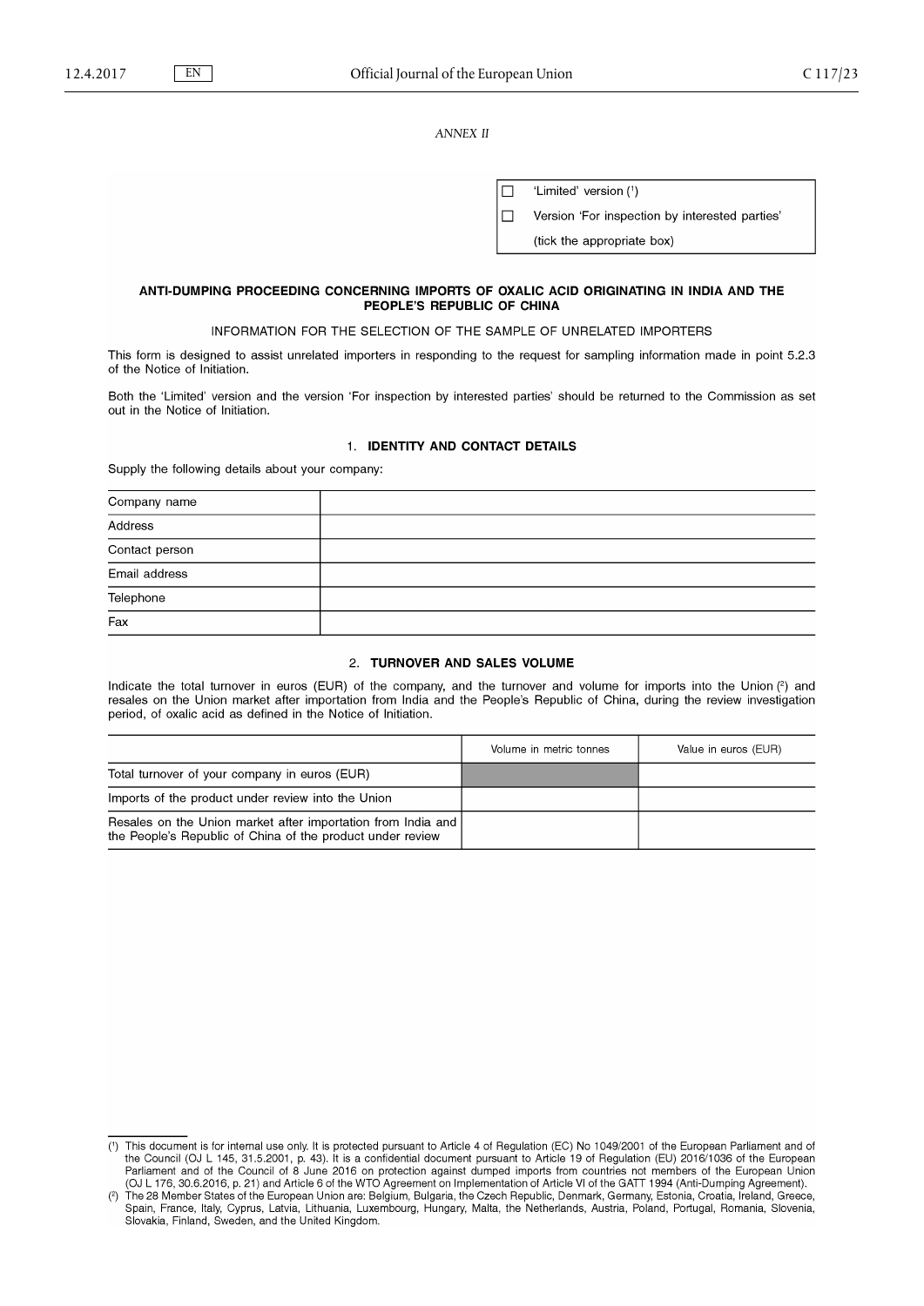*ANNEX II*

| | |
|---|---|
| ☐ | 'Limited' version [1] |
| ☐ | Version 'For inspection by interested parties' |
| | (tick the appropriate box) |

**ANTI-DUMPING PROCEEDING CONCERNING IMPORTS OF OXALIC ACID ORIGINATING IN INDIA AND THE PEOPLE'S REPUBLIC OF CHINA**

INFORMATION FOR THE SELECTION OF THE SAMPLE OF UNRELATED IMPORTERS

This form is designed to assist unrelated importers in responding to the request for sampling information made in point 5.2.3 of the Notice of Initiation.

Both the 'Limited' version and the version 'For inspection by interested parties' should be returned to the Commission as set out in the Notice of Initiation.

## 1. **IDENTITY AND CONTACT DETAILS**

Supply the following details about your company:

| | |
|---|---|
| Company name | |
| Address | |
| Contact person | |
| Email address | |
| Telephone | |
| Fax | |

## 2. **TURNOVER AND SALES VOLUME**

Indicate the total turnover in euros (EUR) of the company, and the turnover and volume for imports into the Union [2] and resales on the Union market after importation from India and the People's Republic of China, during the review investigation period, of oxalic acid as defined in the Notice of Initiation.

| | Volume in metric tonnes | Value in euros (EUR) |
|---|---|---|
| Total turnover of your company in euros (EUR) | | |
| Imports of the product under review into the Union | | |
| Resales on the Union market after importation from India and the People's Republic of China of the product under review | | |

---

[1] This document is for internal use only. It is protected pursuant to Article 4 of Regulation (EC) No 1049/2001 of the European Parliament and of the Council (OJ L 145, 31.5.2001, p. 43). It is a confidential document pursuant to Article 19 of Regulation (EU) 2016/1036 of the European Parliament and of the Council of 8 June 2016 on protection against dumped imports from countries not members of the European Union (OJ L 176, 30.6.2016, p. 21) and Article 6 of the WTO Agreement on Implementation of Article VI of the GATT 1994 (Anti-Dumping Agreement).

[2] The 28 Member States of the European Union are: Belgium, Bulgaria, the Czech Republic, Denmark, Germany, Estonia, Croatia, Ireland, Greece, Spain, France, Italy, Cyprus, Latvia, Lithuania, Luxembourg, Hungary, Malta, the Netherlands, Austria, Poland, Portugal, Romania, Slovenia, Slovakia, Finland, Sweden, and the United Kingdom.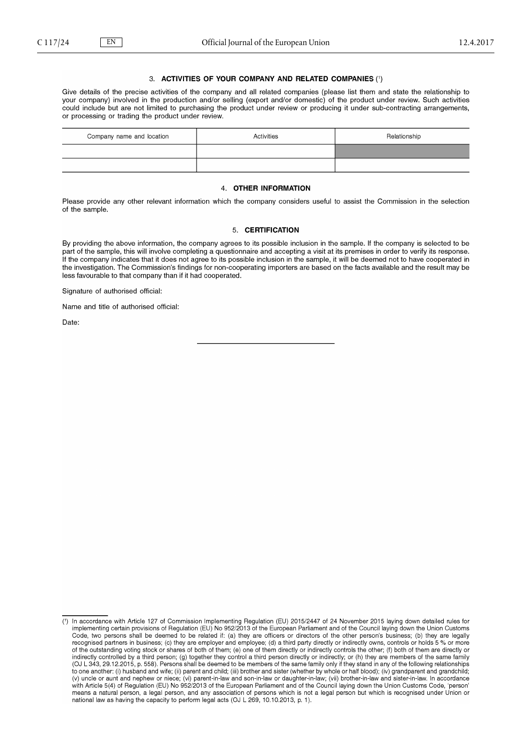## 3. **ACTIVITIES OF YOUR COMPANY AND RELATED COMPANIES** [1]

Give details of the precise activities of the company and all related companies (please list them and state the relationship to your company) involved in the production and/or selling (export and/or domestic) of the product under review. Such activities could include but are not limited to purchasing the product under review or producing it under sub-contracting arrangements, or processing or trading the product under review.

| Company name and location | Activities | Relationship |
| --- | --- | --- |
| | | |
| | | |

## 4. **OTHER INFORMATION**

Please provide any other relevant information which the company considers useful to assist the Commission in the selection of the sample.

## 5. **CERTIFICATION**

By providing the above information, the company agrees to its possible inclusion in the sample. If the company is selected to be part of the sample, this will involve completing a questionnaire and accepting a visit at its premises in order to verify its response. If the company indicates that it does not agree to its possible inclusion in the sample, it will be deemed not to have cooperated in the investigation. The Commission's findings for non-cooperating importers are based on the facts available and the result may be less favourable to that company than if it had cooperated.

Signature of authorised official:

Name and title of authorised official:

Date:

---

[1] In accordance with Article 127 of Commission Implementing Regulation (EU) 2015/2447 of 24 November 2015 laying down detailed rules for implementing certain provisions of Regulation (EU) No 952/2013 of the European Parliament and of the Council laying down the Union Customs Code, two persons shall be deemed to be related if: (a) they are officers or directors of the other person's business; (b) they are legally recognised partners in business; (c) they are employer and employee; (d) a third party directly or indirectly owns, controls or holds 5 % or more of the outstanding voting stock or shares of both of them; (e) one of them directly or indirectly controls the other; (f) both of them are directly or indirectly controlled by a third person; (g) together they control a third person directly or indirectly; or (h) they are members of the same family (OJ L 343, 29.12.2015, p. 558). Persons shall be deemed to be members of the same family only if they stand in any of the following relationships to one another: (i) husband and wife; (ii) parent and child; (iii) brother and sister (whether by whole or half blood); (iv) grandparent and grandchild; (v) uncle or aunt and nephew or niece; (vi) parent-in-law and son-in-law or daughter-in-law; (vii) brother-in-law and sister-in-law. In accordance with Article 5(4) of Regulation (EU) No 952/2013 of the European Parliament and of the Council laying down the Union Customs Code, 'person' means a natural person, a legal person, and any association of persons which is not a legal person but which is recognised under Union or national law as having the capacity to perform legal acts (OJ L 269, 10.10.2013, p. 1).